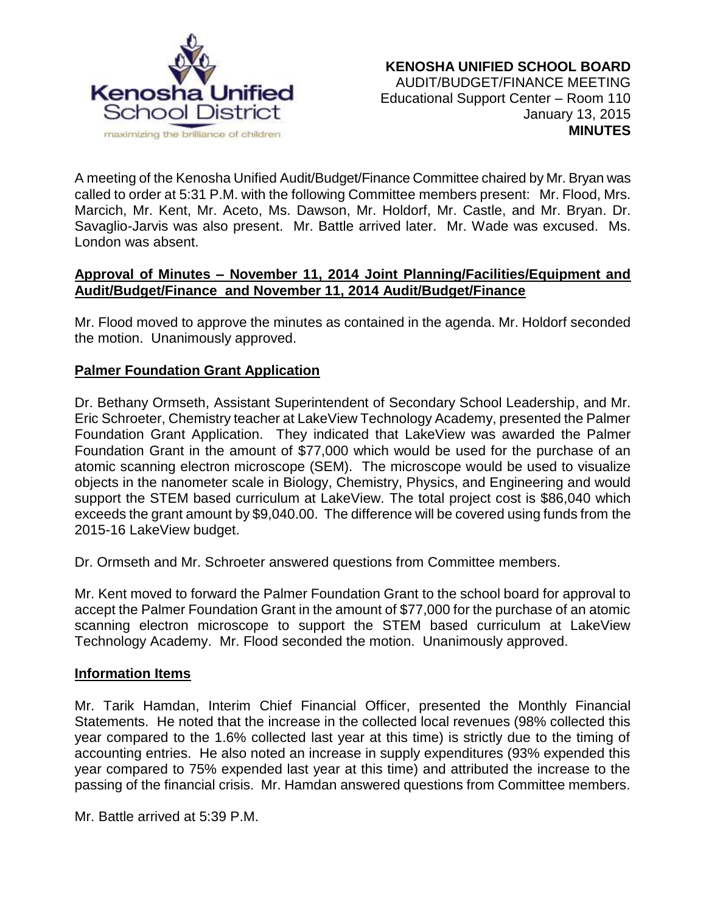**KENOSHA UNIFIED SCHOOL BOARD**
AUDIT/BUDGET/FINANCE MEETING
Educational Support Center – Room 110
January 13, 2015
**MINUTES**

A meeting of the Kenosha Unified Audit/Budget/Finance Committee chaired by Mr. Bryan was called to order at 5:31 P.M. with the following Committee members present: Mr. Flood, Mrs. Marcich, Mr. Kent, Mr. Aceto, Ms. Dawson, Mr. Holdorf, Mr. Castle, and Mr. Bryan. Dr. Savaglio-Jarvis was also present. Mr. Battle arrived later. Mr. Wade was excused. Ms. London was absent.

**Approval of Minutes – November 11, 2014 Joint Planning/Facilities/Equipment and Audit/Budget/Finance and November 11, 2014 Audit/Budget/Finance**

Mr. Flood moved to approve the minutes as contained in the agenda. Mr. Holdorf seconded the motion. Unanimously approved.

**Palmer Foundation Grant Application**

Dr. Bethany Ormseth, Assistant Superintendent of Secondary School Leadership, and Mr. Eric Schroeter, Chemistry teacher at LakeView Technology Academy, presented the Palmer Foundation Grant Application. They indicated that LakeView was awarded the Palmer Foundation Grant in the amount of $77,000 which would be used for the purchase of an atomic scanning electron microscope (SEM). The microscope would be used to visualize objects in the nanometer scale in Biology, Chemistry, Physics, and Engineering and would support the STEM based curriculum at LakeView. The total project cost is $86,040 which exceeds the grant amount by $9,040.00. The difference will be covered using funds from the 2015-16 LakeView budget.

Dr. Ormseth and Mr. Schroeter answered questions from Committee members.

Mr. Kent moved to forward the Palmer Foundation Grant to the school board for approval to accept the Palmer Foundation Grant in the amount of $77,000 for the purchase of an atomic scanning electron microscope to support the STEM based curriculum at LakeView Technology Academy. Mr. Flood seconded the motion. Unanimously approved.

**Information Items**

Mr. Tarik Hamdan, Interim Chief Financial Officer, presented the Monthly Financial Statements. He noted that the increase in the collected local revenues (98% collected this year compared to the 1.6% collected last year at this time) is strictly due to the timing of accounting entries. He also noted an increase in supply expenditures (93% expended this year compared to 75% expended last year at this time) and attributed the increase to the passing of the financial crisis. Mr. Hamdan answered questions from Committee members.

Mr. Battle arrived at 5:39 P.M.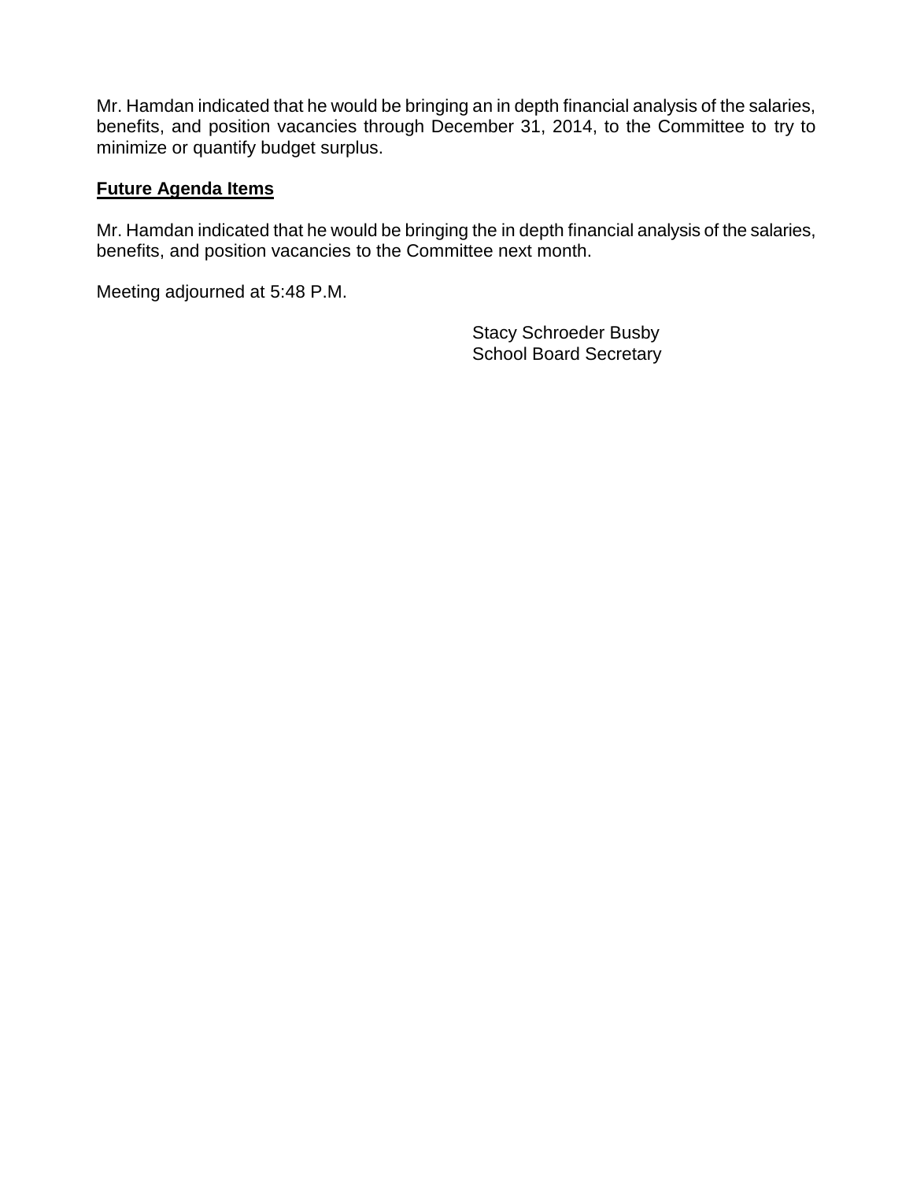Mr. Hamdan indicated that he would be bringing an in depth financial analysis of the salaries, benefits, and position vacancies through December 31, 2014, to the Committee to try to minimize or quantify budget surplus.

## **Future Agenda Items**

Mr. Hamdan indicated that he would be bringing the in depth financial analysis of the salaries, benefits, and position vacancies to the Committee next month.

Meeting adjourned at 5:48 P.M.

Stacy Schroeder Busby
School Board Secretary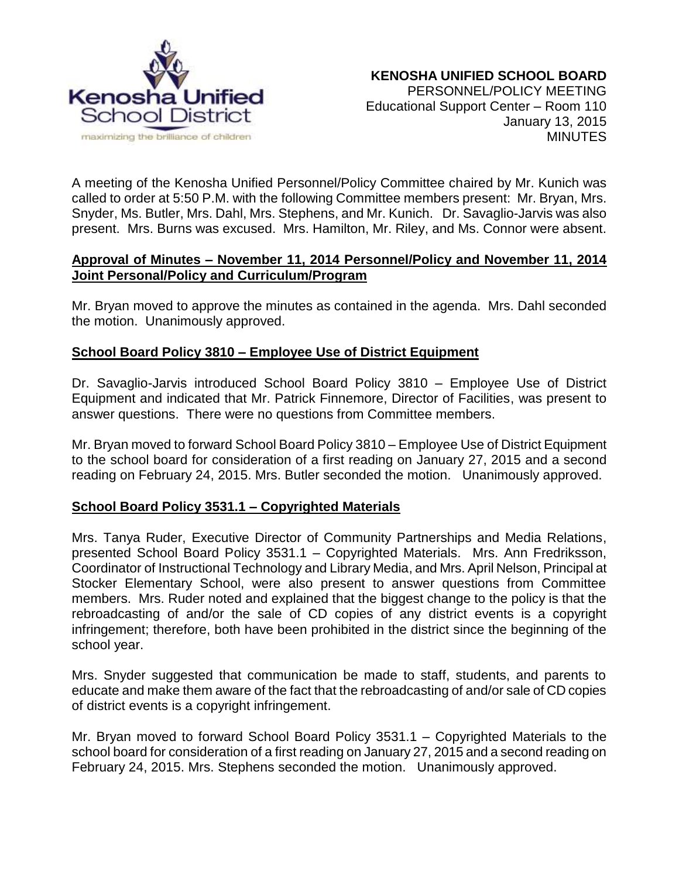**KENOSHA UNIFIED SCHOOL BOARD**
PERSONNEL/POLICY MEETING
Educational Support Center – Room 110
January 13, 2015
MINUTES

A meeting of the Kenosha Unified Personnel/Policy Committee chaired by Mr. Kunich was called to order at 5:50 P.M. with the following Committee members present: Mr. Bryan, Mrs. Snyder, Ms. Butler, Mrs. Dahl, Mrs. Stephens, and Mr. Kunich. Dr. Savaglio-Jarvis was also present. Mrs. Burns was excused. Mrs. Hamilton, Mr. Riley, and Ms. Connor were absent.

**Approval of Minutes – November 11, 2014 Personnel/Policy and November 11, 2014 Joint Personal/Policy and Curriculum/Program**

Mr. Bryan moved to approve the minutes as contained in the agenda. Mrs. Dahl seconded the motion. Unanimously approved.

**School Board Policy 3810 – Employee Use of District Equipment**

Dr. Savaglio-Jarvis introduced School Board Policy 3810 – Employee Use of District Equipment and indicated that Mr. Patrick Finnemore, Director of Facilities, was present to answer questions. There were no questions from Committee members.

Mr. Bryan moved to forward School Board Policy 3810 – Employee Use of District Equipment to the school board for consideration of a first reading on January 27, 2015 and a second reading on February 24, 2015. Mrs. Butler seconded the motion. Unanimously approved.

**School Board Policy 3531.1 – Copyrighted Materials**

Mrs. Tanya Ruder, Executive Director of Community Partnerships and Media Relations, presented School Board Policy 3531.1 – Copyrighted Materials. Mrs. Ann Fredriksson, Coordinator of Instructional Technology and Library Media, and Mrs. April Nelson, Principal at Stocker Elementary School, were also present to answer questions from Committee members. Mrs. Ruder noted and explained that the biggest change to the policy is that the rebroadcasting of and/or the sale of CD copies of any district events is a copyright infringement; therefore, both have been prohibited in the district since the beginning of the school year.

Mrs. Snyder suggested that communication be made to staff, students, and parents to educate and make them aware of the fact that the rebroadcasting of and/or sale of CD copies of district events is a copyright infringement.

Mr. Bryan moved to forward School Board Policy 3531.1 – Copyrighted Materials to the school board for consideration of a first reading on January 27, 2015 and a second reading on February 24, 2015. Mrs. Stephens seconded the motion. Unanimously approved.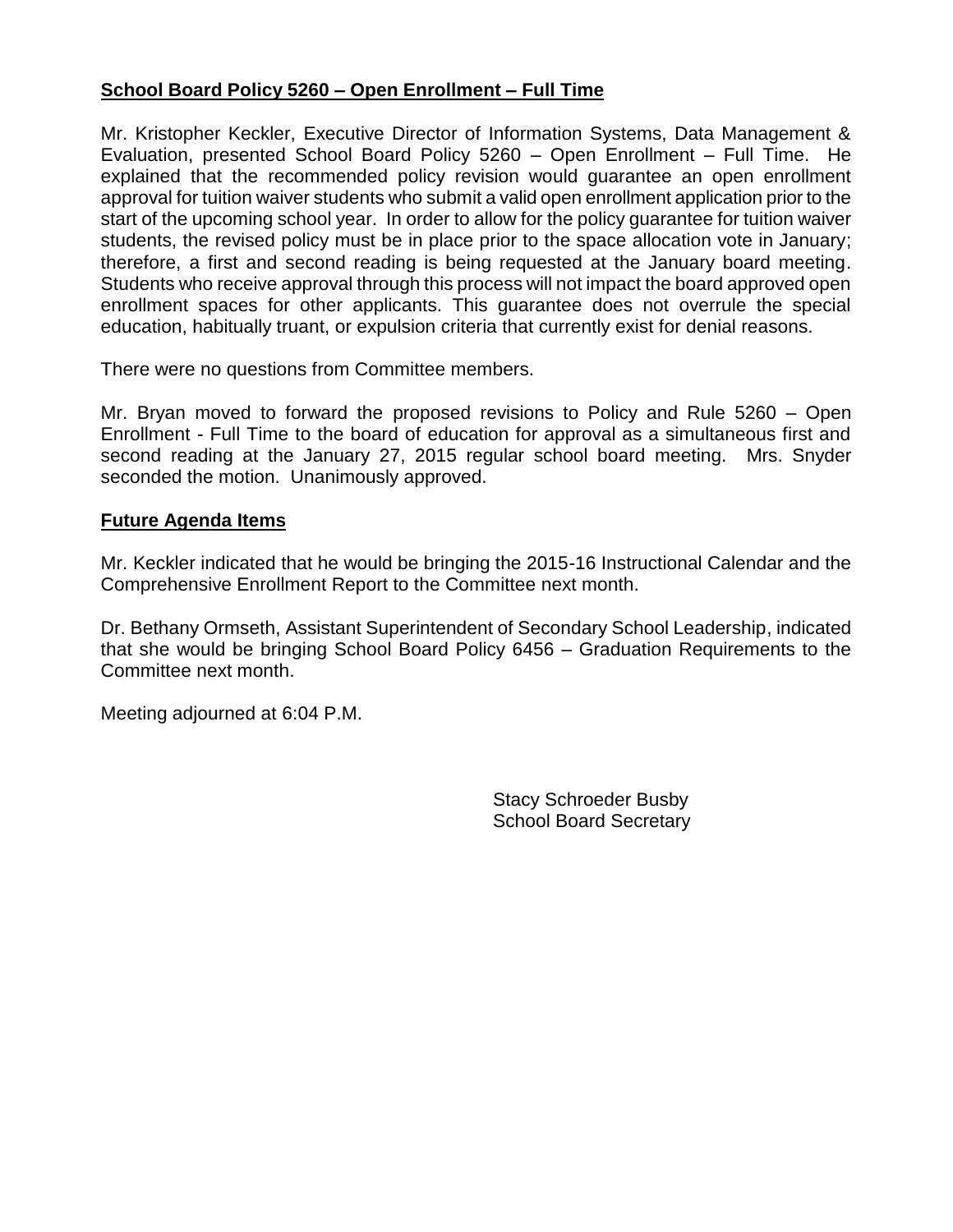**School Board Policy 5260 – Open Enrollment – Full Time**

Mr. Kristopher Keckler, Executive Director of Information Systems, Data Management & Evaluation, presented School Board Policy 5260 – Open Enrollment – Full Time. He explained that the recommended policy revision would guarantee an open enrollment approval for tuition waiver students who submit a valid open enrollment application prior to the start of the upcoming school year. In order to allow for the policy guarantee for tuition waiver students, the revised policy must be in place prior to the space allocation vote in January; therefore, a first and second reading is being requested at the January board meeting. Students who receive approval through this process will not impact the board approved open enrollment spaces for other applicants. This guarantee does not overrule the special education, habitually truant, or expulsion criteria that currently exist for denial reasons.

There were no questions from Committee members.

Mr. Bryan moved to forward the proposed revisions to Policy and Rule 5260 – Open Enrollment - Full Time to the board of education for approval as a simultaneous first and second reading at the January 27, 2015 regular school board meeting. Mrs. Snyder seconded the motion. Unanimously approved.

**Future Agenda Items**

Mr. Keckler indicated that he would be bringing the 2015-16 Instructional Calendar and the Comprehensive Enrollment Report to the Committee next month.

Dr. Bethany Ormseth, Assistant Superintendent of Secondary School Leadership, indicated that she would be bringing School Board Policy 6456 – Graduation Requirements to the Committee next month.

Meeting adjourned at 6:04 P.M.

Stacy Schroeder Busby
School Board Secretary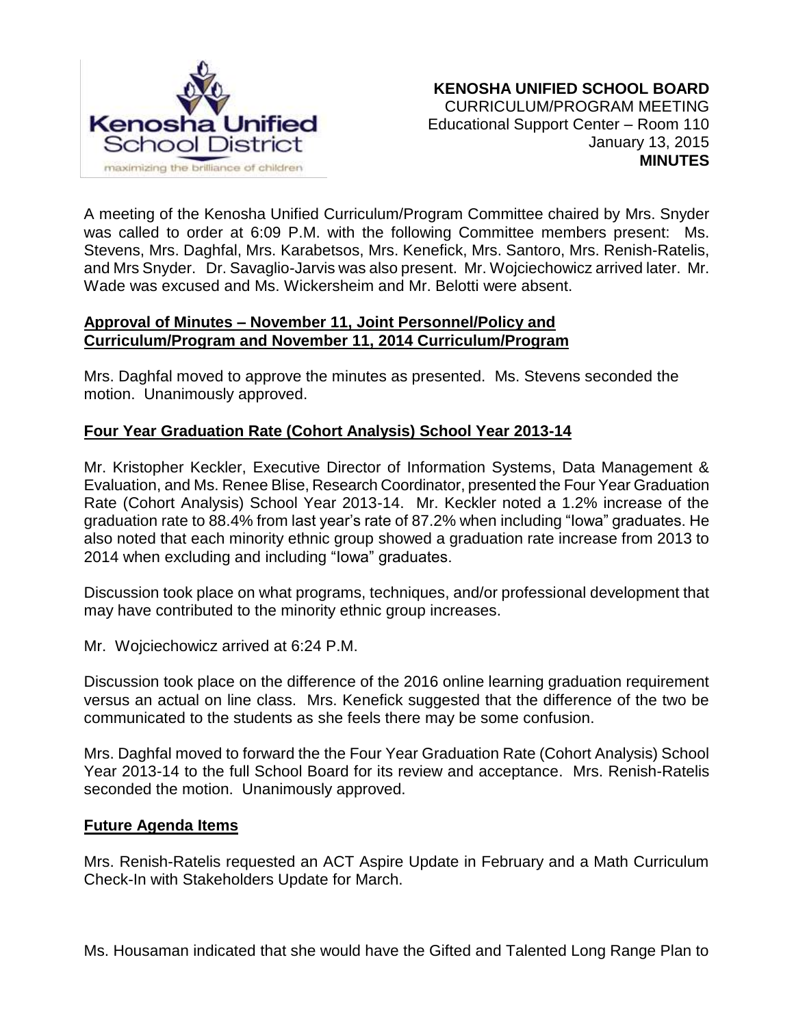**KENOSHA UNIFIED SCHOOL BOARD**
CURRICULUM/PROGRAM MEETING
Educational Support Center – Room 110
January 13, 2015
**MINUTES**

A meeting of the Kenosha Unified Curriculum/Program Committee chaired by Mrs. Snyder was called to order at 6:09 P.M. with the following Committee members present: Ms. Stevens, Mrs. Daghfal, Mrs. Karabetsos, Mrs. Kenefick, Mrs. Santoro, Mrs. Renish-Ratelis, and Mrs Snyder. Dr. Savaglio-Jarvis was also present. Mr. Wojciechowicz arrived later. Mr. Wade was excused and Ms. Wickersheim and Mr. Belotti were absent.

**Approval of Minutes – November 11, Joint Personnel/Policy and Curriculum/Program and November 11, 2014 Curriculum/Program**

Mrs. Daghfal moved to approve the minutes as presented. Ms. Stevens seconded the motion. Unanimously approved.

**Four Year Graduation Rate (Cohort Analysis) School Year 2013-14**

Mr. Kristopher Keckler, Executive Director of Information Systems, Data Management & Evaluation, and Ms. Renee Blise, Research Coordinator, presented the Four Year Graduation Rate (Cohort Analysis) School Year 2013-14. Mr. Keckler noted a 1.2% increase of the graduation rate to 88.4% from last year's rate of 87.2% when including "Iowa" graduates. He also noted that each minority ethnic group showed a graduation rate increase from 2013 to 2014 when excluding and including "Iowa" graduates.

Discussion took place on what programs, techniques, and/or professional development that may have contributed to the minority ethnic group increases.

Mr. Wojciechowicz arrived at 6:24 P.M.

Discussion took place on the difference of the 2016 online learning graduation requirement versus an actual on line class. Mrs. Kenefick suggested that the difference of the two be communicated to the students as she feels there may be some confusion.

Mrs. Daghfal moved to forward the the Four Year Graduation Rate (Cohort Analysis) School Year 2013-14 to the full School Board for its review and acceptance. Mrs. Renish-Ratelis seconded the motion. Unanimously approved.

**Future Agenda Items**

Mrs. Renish-Ratelis requested an ACT Aspire Update in February and a Math Curriculum Check-In with Stakeholders Update for March.

Ms. Housaman indicated that she would have the Gifted and Talented Long Range Plan to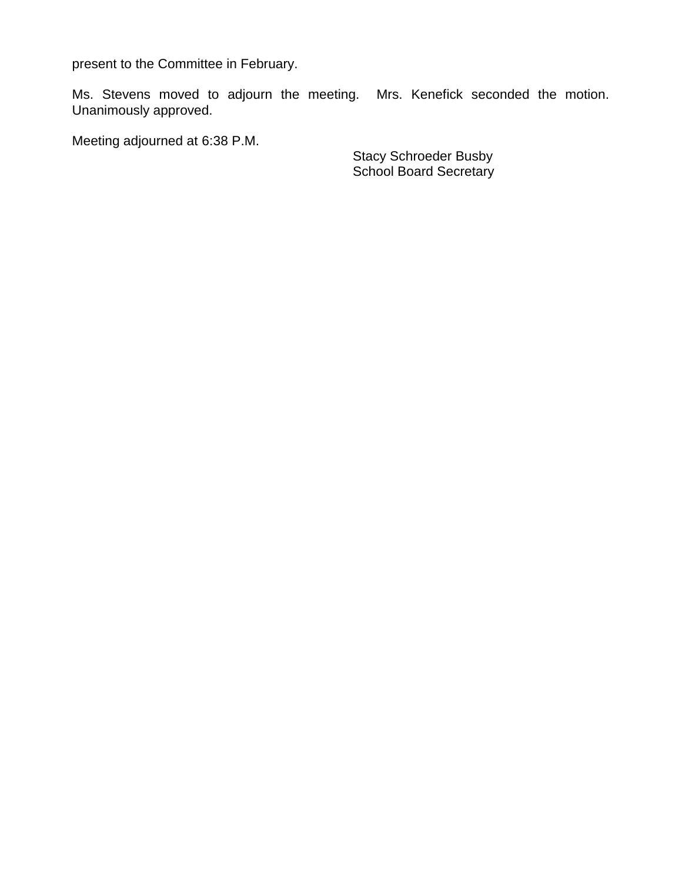present to the Committee in February.

Ms. Stevens moved to adjourn the meeting. Mrs. Kenefick seconded the motion. Unanimously approved.

Meeting adjourned at 6:38 P.M.

Stacy Schroeder Busby
School Board Secretary